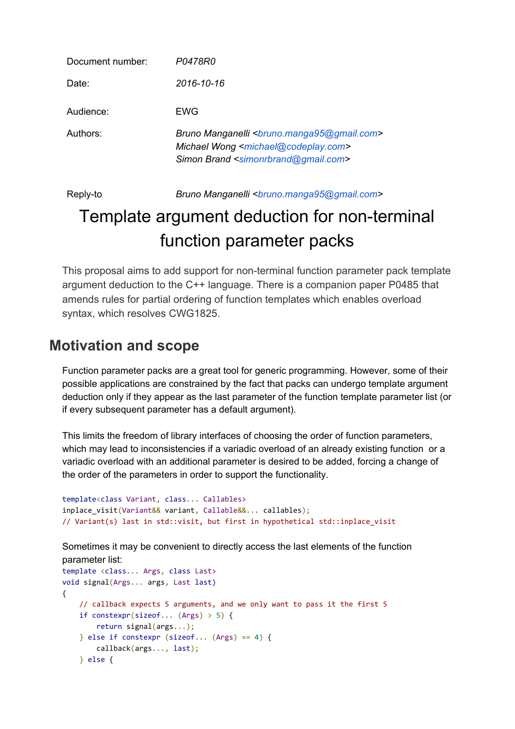| | |
|---|---|
| Document number: | *P0478R0* |
| Date: | *2016-10-16* |
| Audience: | EWG |
| Authors: | *Bruno Manganelli <bruno.manga95@gmail.com>*<br>*Michael Wong <michael@codeplay.com>*<br>*Simon Brand <simonrbrand@gmail.com>* |
| Reply-to | *Bruno Manganelli <bruno.manga95@gmail.com>* |

# Template argument deduction for non-terminal function parameter packs

This proposal aims to add support for non-terminal function parameter pack template argument deduction to the C++ language. There is a companion paper P0485 that amends rules for partial ordering of function templates which enables overload syntax, which resolves CWG1825.

## Motivation and scope

Function parameter packs are a great tool for generic programming. However, some of their possible applications are constrained by the fact that packs can undergo template argument deduction only if they appear as the last parameter of the function template parameter list (or if every subsequent parameter has a default argument).

This limits the freedom of library interfaces of choosing the order of function parameters, which may lead to inconsistencies if a variadic overload of an already existing function or a variadic overload with an additional parameter is desired to be added, forcing a change of the order of the parameters in order to support the functionality.

```
template<class Variant, class... Callables>
inplace_visit(Variant&& variant, Callable&&... callables);
// Variant(s) last in std::visit, but first in hypothetical std::inplace_visit
```

Sometimes it may be convenient to directly access the last elements of the function parameter list:

```
template <class... Args, class Last>
void signal(Args... args, Last last)
{
    // callback expects 5 arguments, and we only want to pass it the first 5
    if constexpr(sizeof... (Args) > 5) {
        return signal(args...);
    } else if constexpr (sizeof... (Args) == 4) {
        callback(args..., last);
    } else {
```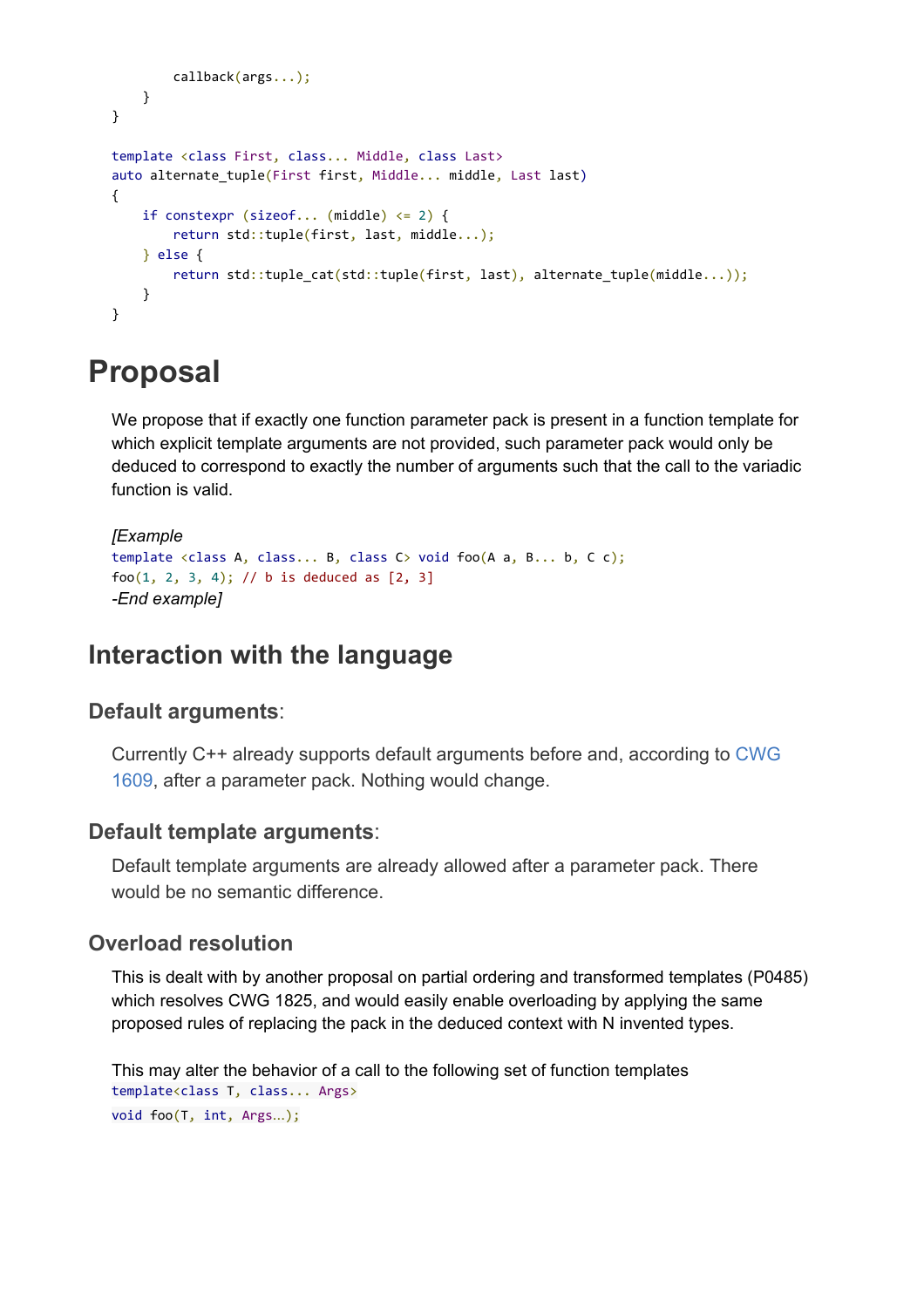```
        callback(args...);
    }
}

template <class First, class... Middle, class Last>
auto alternate_tuple(First first, Middle... middle, Last last)
{
    if constexpr (sizeof... (middle) <= 2) {
        return std::tuple(first, last, middle...);
    } else {
        return std::tuple_cat(std::tuple(first, last), alternate_tuple(middle...));
    }
}
```

# Proposal

We propose that if exactly one function parameter pack is present in a function template for which explicit template arguments are not provided, such parameter pack would only be deduced to correspond to exactly the number of arguments such that the call to the variadic function is valid.

*[Example*

```
template <class A, class... B, class C> void foo(A a, B... b, C c);
foo(1, 2, 3, 4); // b is deduced as [2, 3]
```

*-End example]*

## Interaction with the language

### Default arguments:

Currently C++ already supports default arguments before and, according to CWG 1609, after a parameter pack. Nothing would change.

### Default template arguments:

Default template arguments are already allowed after a parameter pack. There would be no semantic difference.

### Overload resolution

This is dealt with by another proposal on partial ordering and transformed templates (P0485) which resolves CWG 1825, and would easily enable overloading by applying the same proposed rules of replacing the pack in the deduced context with N invented types.

This may alter the behavior of a call to the following set of function templates

```
template<class T, class... Args>
void foo(T, int, Args...);
```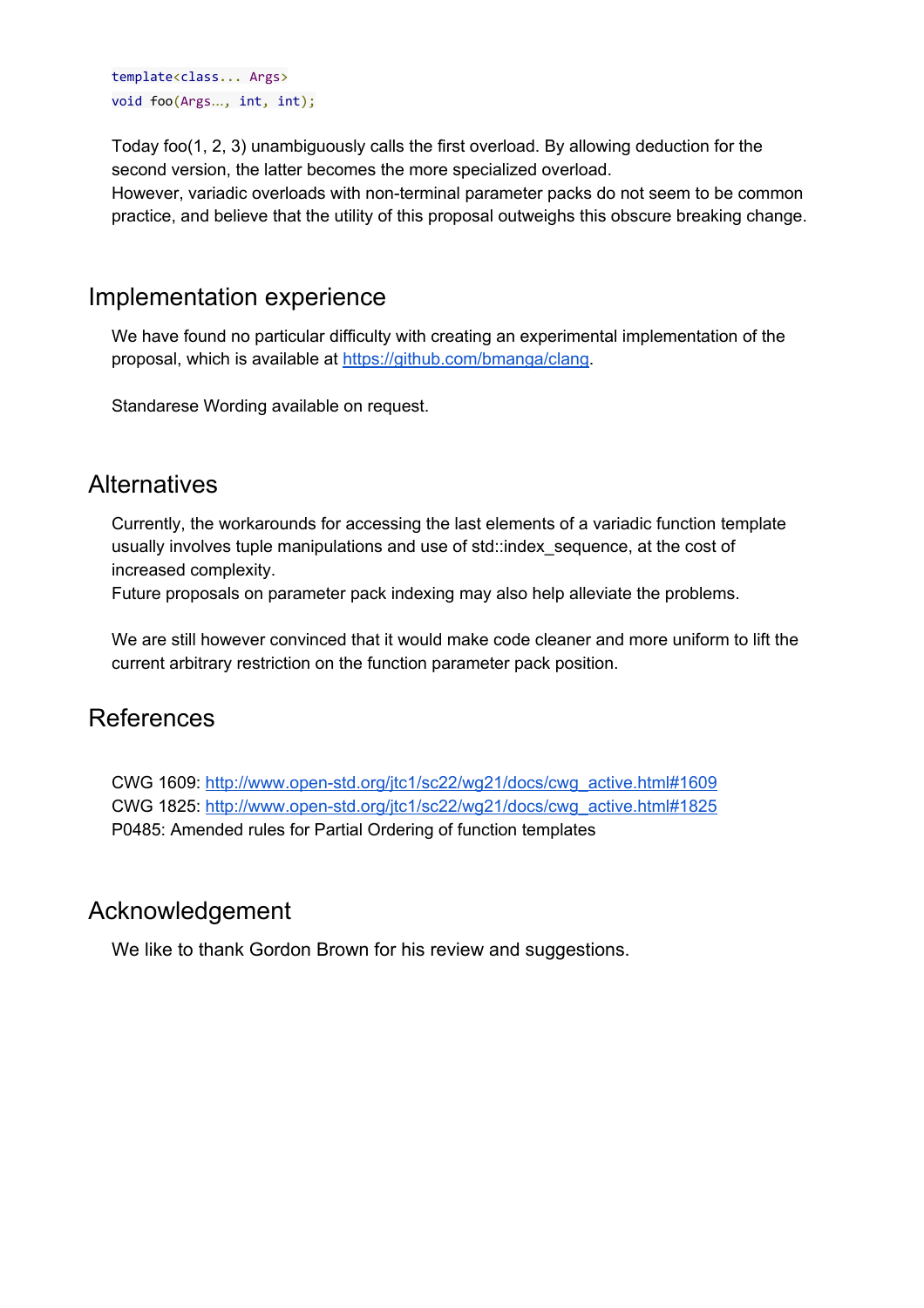```
template<class... Args>
void foo(Args..., int, int);
```

Today foo(1, 2, 3) unambiguously calls the first overload. By allowing deduction for the second version, the latter becomes the more specialized overload.
However, variadic overloads with non-terminal parameter packs do not seem to be common practice, and believe that the utility of this proposal outweighs this obscure breaking change.

## Implementation experience

We have found no particular difficulty with creating an experimental implementation of the proposal, which is available at [https://github.com/bmanga/clang](https://github.com/bmanga/clang).

Standarese Wording available on request.

## Alternatives

Currently, the workarounds for accessing the last elements of a variadic function template usually involves tuple manipulations and use of std::index_sequence, at the cost of increased complexity.
Future proposals on parameter pack indexing may also help alleviate the problems.

We are still however convinced that it would make code cleaner and more uniform to lift the current arbitrary restriction on the function parameter pack position.

## References

CWG 1609: [http://www.open-std.org/jtc1/sc22/wg21/docs/cwg_active.html#1609](http://www.open-std.org/jtc1/sc22/wg21/docs/cwg_active.html#1609)
CWG 1825: [http://www.open-std.org/jtc1/sc22/wg21/docs/cwg_active.html#1825](http://www.open-std.org/jtc1/sc22/wg21/docs/cwg_active.html#1825)
P0485: Amended rules for Partial Ordering of function templates

## Acknowledgement

We like to thank Gordon Brown for his review and suggestions.